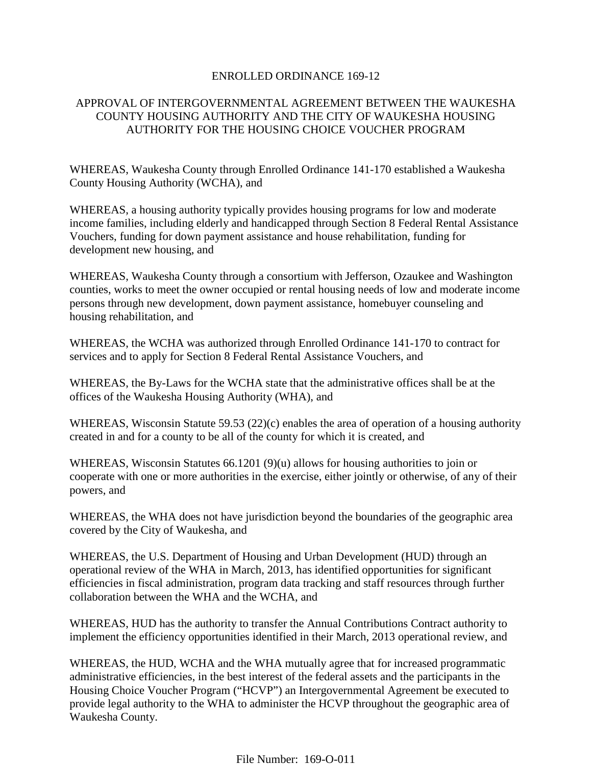# ENROLLED ORDINANCE 169-12

## APPROVAL OF INTERGOVERNMENTAL AGREEMENT BETWEEN THE WAUKESHA COUNTY HOUSING AUTHORITY AND THE CITY OF WAUKESHA HOUSING AUTHORITY FOR THE HOUSING CHOICE VOUCHER PROGRAM

WHEREAS, Waukesha County through Enrolled Ordinance 141-170 established a Waukesha County Housing Authority (WCHA), and

WHEREAS, a housing authority typically provides housing programs for low and moderate income families, including elderly and handicapped through Section 8 Federal Rental Assistance Vouchers, funding for down payment assistance and house rehabilitation, funding for development new housing, and

WHEREAS, Waukesha County through a consortium with Jefferson, Ozaukee and Washington counties, works to meet the owner occupied or rental housing needs of low and moderate income persons through new development, down payment assistance, homebuyer counseling and housing rehabilitation, and

WHEREAS, the WCHA was authorized through Enrolled Ordinance 141-170 to contract for services and to apply for Section 8 Federal Rental Assistance Vouchers, and

WHEREAS, the By-Laws for the WCHA state that the administrative offices shall be at the offices of the Waukesha Housing Authority (WHA), and

WHEREAS, Wisconsin Statute 59.53 (22)(c) enables the area of operation of a housing authority created in and for a county to be all of the county for which it is created, and

WHEREAS, Wisconsin Statutes 66.1201 (9)(u) allows for housing authorities to join or cooperate with one or more authorities in the exercise, either jointly or otherwise, of any of their powers, and

WHEREAS, the WHA does not have jurisdiction beyond the boundaries of the geographic area covered by the City of Waukesha, and

WHEREAS, the U.S. Department of Housing and Urban Development (HUD) through an operational review of the WHA in March, 2013, has identified opportunities for significant efficiencies in fiscal administration, program data tracking and staff resources through further collaboration between the WHA and the WCHA, and

WHEREAS, HUD has the authority to transfer the Annual Contributions Contract authority to implement the efficiency opportunities identified in their March, 2013 operational review, and

WHEREAS, the HUD, WCHA and the WHA mutually agree that for increased programmatic administrative efficiencies, in the best interest of the federal assets and the participants in the Housing Choice Voucher Program ("HCVP") an Intergovernmental Agreement be executed to provide legal authority to the WHA to administer the HCVP throughout the geographic area of Waukesha County.

File Number: 169-O-011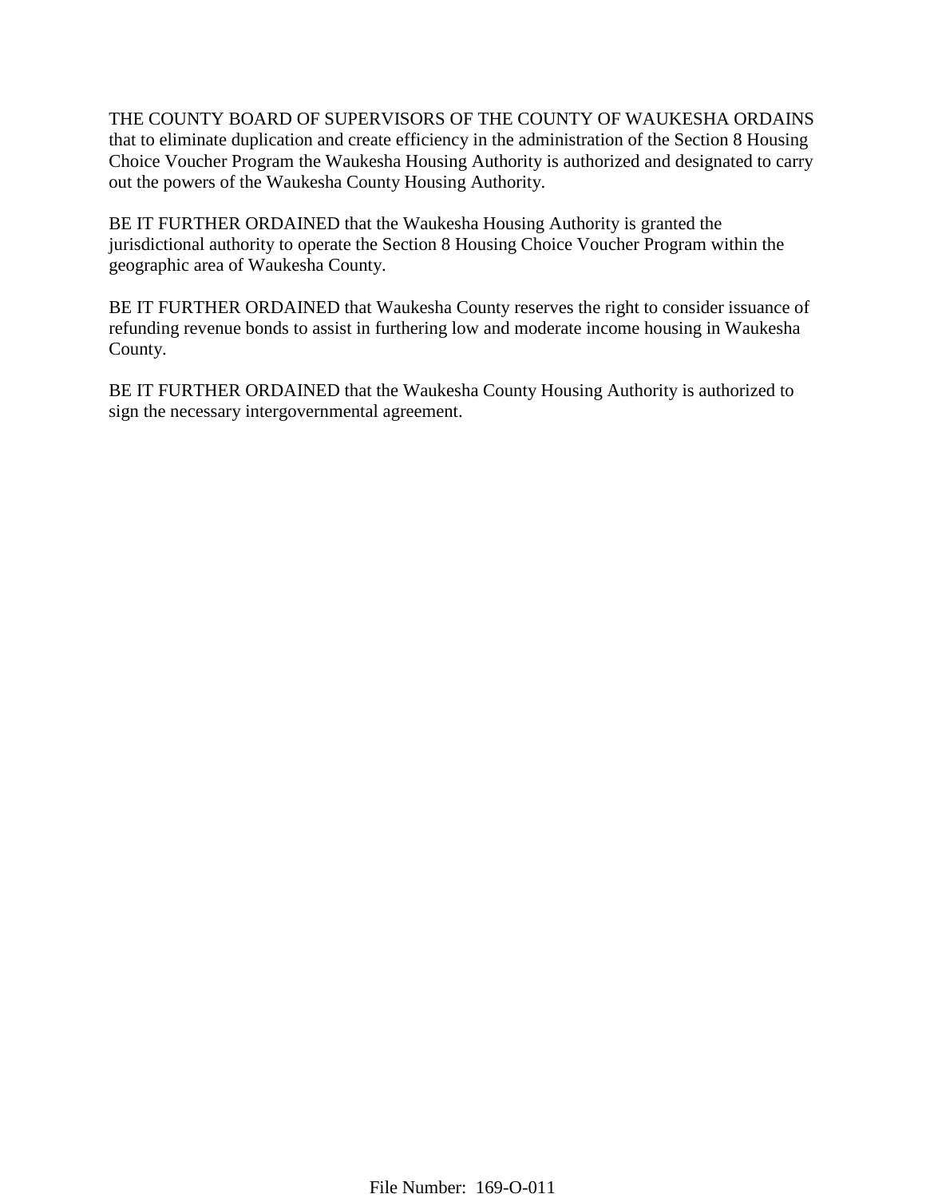THE COUNTY BOARD OF SUPERVISORS OF THE COUNTY OF WAUKESHA ORDAINS that to eliminate duplication and create efficiency in the administration of the Section 8 Housing Choice Voucher Program the Waukesha Housing Authority is authorized and designated to carry out the powers of the Waukesha County Housing Authority.

BE IT FURTHER ORDAINED that the Waukesha Housing Authority is granted the jurisdictional authority to operate the Section 8 Housing Choice Voucher Program within the geographic area of Waukesha County.

BE IT FURTHER ORDAINED that Waukesha County reserves the right to consider issuance of refunding revenue bonds to assist in furthering low and moderate income housing in Waukesha County.

BE IT FURTHER ORDAINED that the Waukesha County Housing Authority is authorized to sign the necessary intergovernmental agreement.

File Number: 169-O-011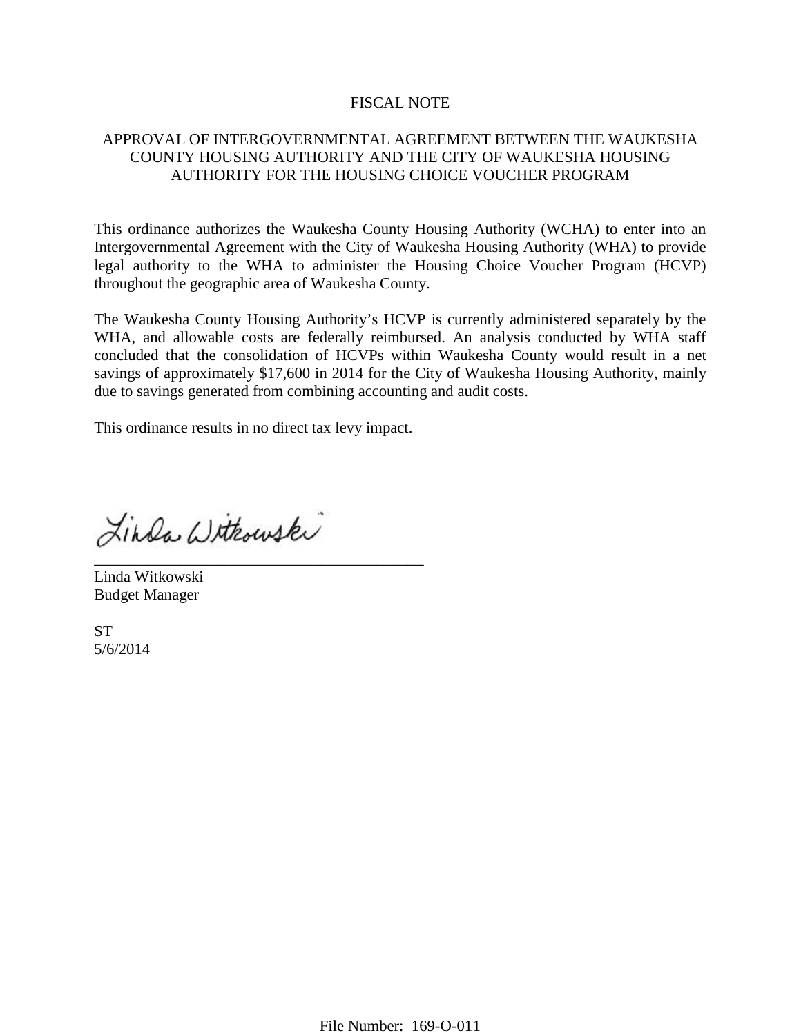# FISCAL NOTE

## APPROVAL OF INTERGOVERNMENTAL AGREEMENT BETWEEN THE WAUKESHA COUNTY HOUSING AUTHORITY AND THE CITY OF WAUKESHA HOUSING AUTHORITY FOR THE HOUSING CHOICE VOUCHER PROGRAM

This ordinance authorizes the Waukesha County Housing Authority (WCHA) to enter into an Intergovernmental Agreement with the City of Waukesha Housing Authority (WHA) to provide legal authority to the WHA to administer the Housing Choice Voucher Program (HCVP) throughout the geographic area of Waukesha County.

The Waukesha County Housing Authority's HCVP is currently administered separately by the WHA, and allowable costs are federally reimbursed. An analysis conducted by WHA staff concluded that the consolidation of HCVPs within Waukesha County would result in a net savings of approximately $17,600 in 2014 for the City of Waukesha Housing Authority, mainly due to savings generated from combining accounting and audit costs.

This ordinance results in no direct tax levy impact.

Linda Witkowski

Linda Witkowski
Budget Manager

ST
5/6/2014

File Number: 169-O-011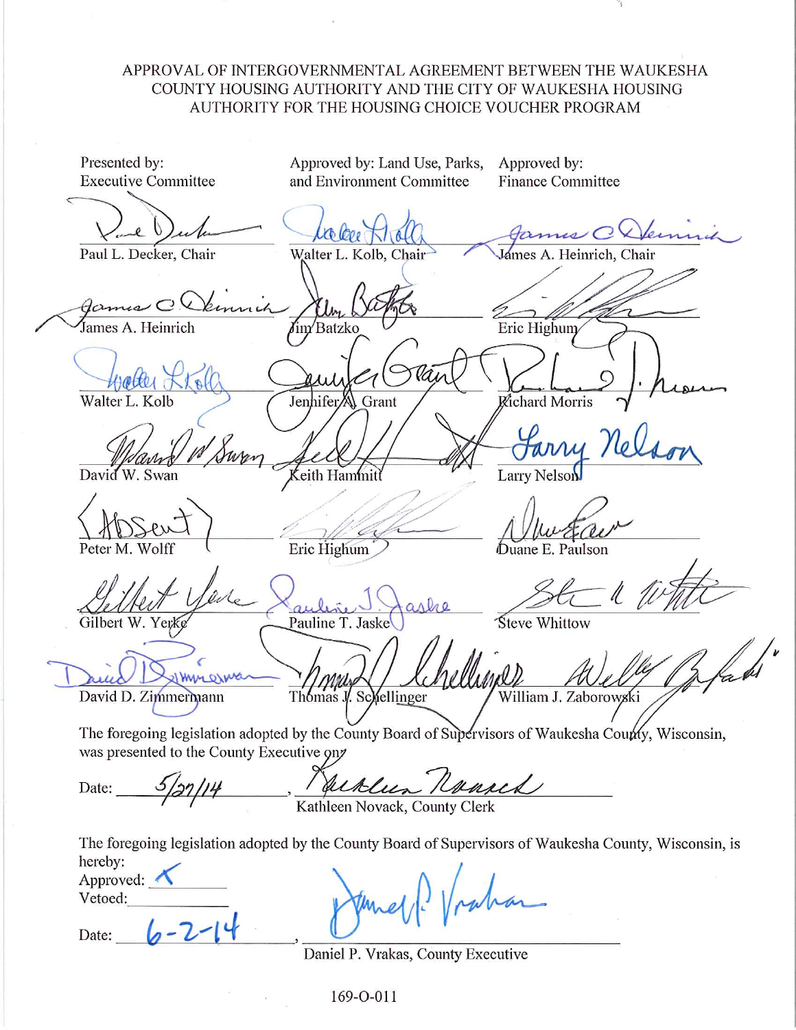APPROVAL OF INTERGOVERNMENTAL AGREEMENT BETWEEN THE WAUKESHA COUNTY HOUSING AUTHORITY AND THE CITY OF WAUKESHA HOUSING AUTHORITY FOR THE HOUSING CHOICE VOUCHER PROGRAM

| Presented by: Executive Committee | Approved by: Land Use, Parks, and Environment Committee | Approved by: Finance Committee |
|---|---|---|
| Paul L. Decker, Chair | Walter L. Kolb, Chair | James A. Heinrich, Chair |
| James A. Heinrich | Jim Batzko | Eric Highum |
| Walter L. Kolb | Jennifer A. Grant | Richard Morris |
| David W. Swan | Keith Hammitt | Larry Nelson |
| Peter M. Wolff (Absent) | Eric Highum | Duane E. Paulson |
| Gilbert W. Yerke | Pauline T. Jaske | Steve Whittow |
| David D. Zimmermann | Thomas J. Schellinger | William J. Zaborowski |

The foregoing legislation adopted by the County Board of Supervisors of Waukesha County, Wisconsin, was presented to the County Executive on:

Date: 5/27/14, Kathleen Novack, County Clerk

The foregoing legislation adopted by the County Board of Supervisors of Waukesha County, Wisconsin, is hereby:

Approved: X

Vetoed: ______

Date: 6-2-14, Daniel P. Vrakas, County Executive

169-O-011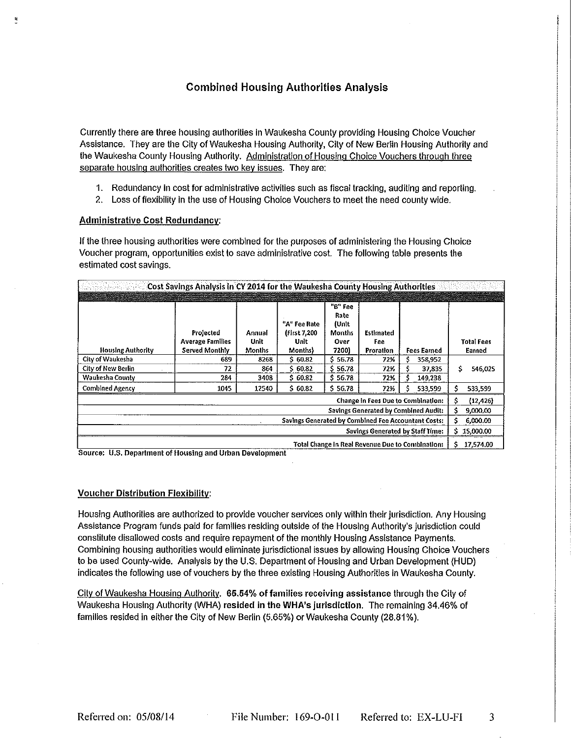# Combined Housing Authorities Analysis

Currently there are three housing authorities in Waukesha County providing Housing Choice Voucher Assistance. They are the City of Waukesha Housing Authority, City of New Berlin Housing Authority and the Waukesha County Housing Authority. Administration of Housing Choice Vouchers through three separate housing authorities creates two key issues. They are:

1. Redundancy in cost for administrative activities such as fiscal tracking, auditing and reporting.
2. Loss of flexibility in the use of Housing Choice Vouchers to meet the need county wide.

**Administrative Cost Redundancy:**

If the three housing authorities were combined for the purposes of administering the Housing Choice Voucher program, opportunities exist to save administrative cost. The following table presents the estimated cost savings.

| Cost Savings Analysis in CY 2014 for the Waukesha County Housing Authorities | | | | | | | |
|---|---|---|---|---|---|---|---|
| Housing Authority | Projected Average Families Served Monthly | Annual Unit Months | "A" Fee Rate (First 7,200 Unit Months) | "B" Fee Rate (Unit Months Over 7200) | Estimated Fee Proration | Fees Earned | Total Fees Earned |
| City of Waukesha | 689 | 8268 | $ 60.82 | $ 56.78 | 72% | $ 358,952 | $ 546,025 |
| City of New Berlin | 72 | 864 | $ 60.82 | $ 56.78 | 72% | $ 37,835 | |
| Waukesha County | 284 | 3408 | $ 60.82 | $ 56.78 | 72% | $ 149,238 | |
| Combined Agency | 1045 | 12540 | $ 60.82 | $ 56.78 | 72% | $ 533,599 | $ 533,599 |
| Change in Fees Due to Combination: | | | | | | | $ (12,426) |
| Savings Generated by Combined Audit: | | | | | | | $ 9,000.00 |
| Savings Generated by Combined Fee Accountant Costs: | | | | | | | $ 6,000.00 |
| Savings Generated by Staff Time: | | | | | | | $ 15,000.00 |
| Total Change in Real Revenue Due to Combination: | | | | | | | $ 17,574.00 |

Source: U.S. Department of Housing and Urban Development

**Voucher Distribution Flexibility:**

Housing Authorities are authorized to provide voucher services only within their jurisdiction. Any Housing Assistance Program funds paid for families residing outside of the Housing Authority's jurisdiction could constitute disallowed costs and require repayment of the monthly Housing Assistance Payments. Combining housing authorities would eliminate jurisdictional issues by allowing Housing Choice Vouchers to be used County-wide. Analysis by the U.S. Department of Housing and Urban Development (HUD) indicates the following use of vouchers by the three existing Housing Authorities in Waukesha County.

City of Waukesha Housing Authority. **65.54% of families receiving assistance** through the City of Waukesha Housing Authority (WHA) **resided in the WHA's jurisdiction.** The remaining 34.46% of families resided in either the City of New Berlin (5.65%) or Waukesha County (28.81%).

Referred on: 05/08/14 File Number: 169-O-011 Referred to: EX-LU-FI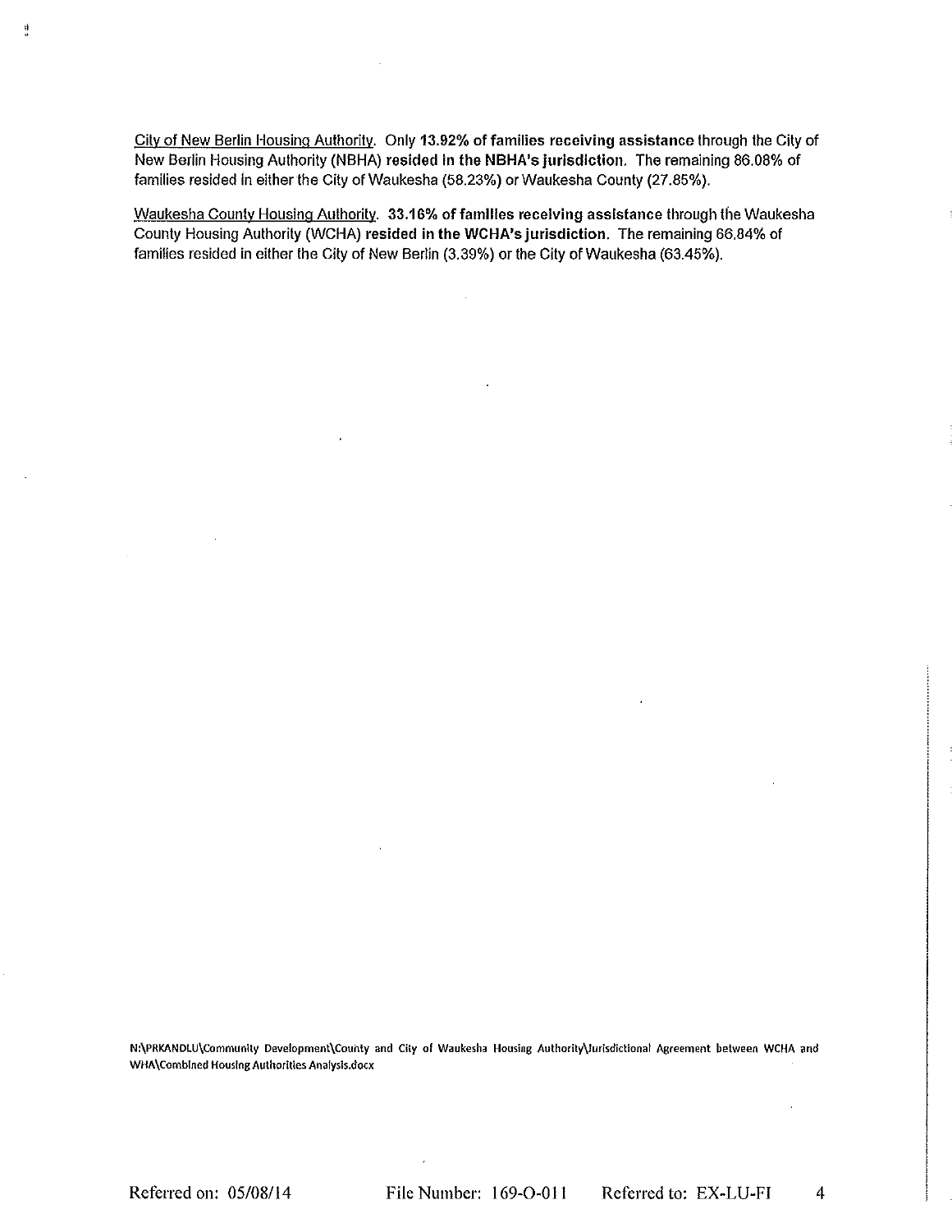<u>City of New Berlin Housing Authority</u>. Only **13.92% of families receiving assistance** through the City of New Berlin Housing Authority (NBHA) **resided in the NBHA's jurisdiction.** The remaining 86.08% of families resided in either the City of Waukesha (58.23%) or Waukesha County (27.85%).

<u>Waukesha County Housing Authority</u>. **33.16% of families receiving assistance** through the Waukesha County Housing Authority (WCHA) **resided in the WCHA's jurisdiction.** The remaining 66.84% of families resided in either the City of New Berlin (3.39%) or the City of Waukesha (63.45%).

N:\PRKANDLU\Community Development\County and City of Waukesha Housing Authority\Jurisdictional Agreement between WCHA and WHA\Combined Housing Authorities Analysis.docx

Referred on: 05/08/14 File Number: 169-O-011 Referred to: EX-LU-FI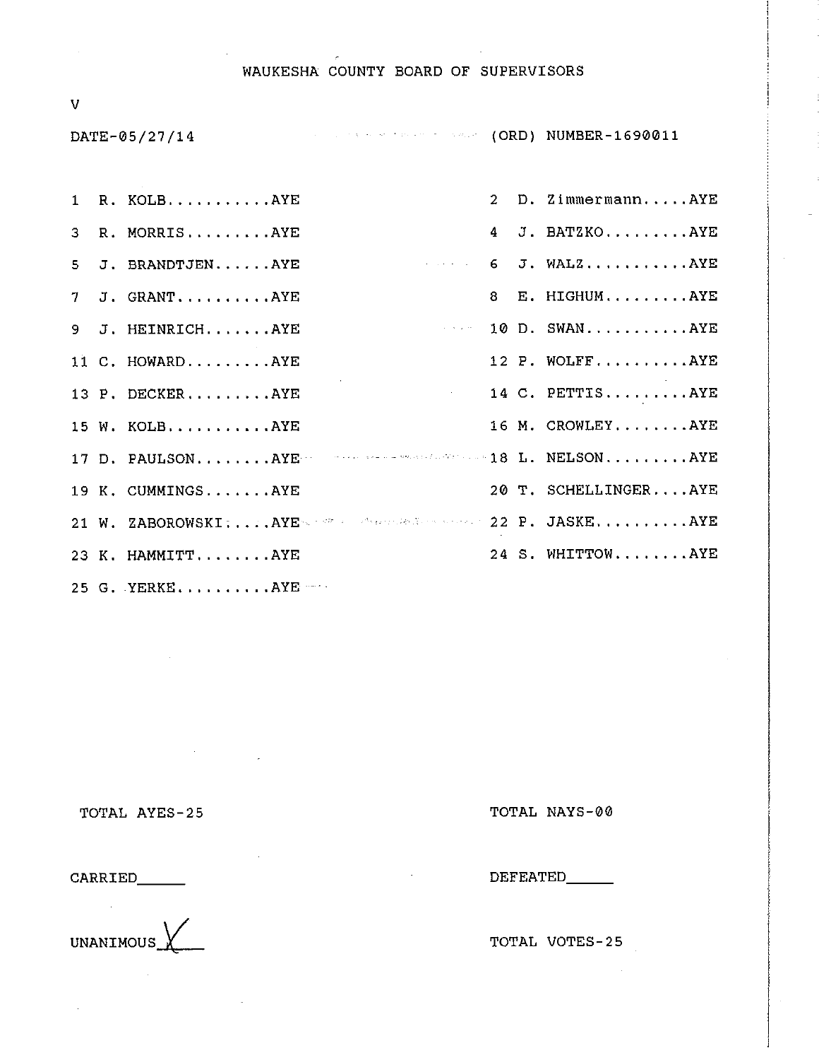# WAUKESHA COUNTY BOARD OF SUPERVISORS

V

DATE-05/27/14 (ORD) NUMBER-1690011

| | |
|---|---|
| 1 R. KOLB...........AYE | 2 D. Zimmermann.....AYE |
| 3 R. MORRIS.........AYE | 4 J. BATZKO.........AYE |
| 5 J. BRANDTJEN......AYE | 6 J. WALZ...........AYE |
| 7 J. GRANT..........AYE | 8 E. HIGHUM.........AYE |
| 9 J. HEINRICH.......AYE | 10 D. SWAN...........AYE |
| 11 C. HOWARD.........AYE | 12 P. WOLFF..........AYE |
| 13 P. DECKER.........AYE | 14 C. PETTIS.........AYE |
| 15 W. KOLB...........AYE | 16 M. CROWLEY........AYE |
| 17 D. PAULSON........AYE | 18 L. NELSON.........AYE |
| 19 K. CUMMINGS.......AYE | 20 T. SCHELLINGER....AYE |
| 21 W. ZABOROWSKI.....AYE | 22 P. JASKE..........AYE |
| 23 K. HAMMITT........AYE | 24 S. WHITTOW........AYE |
| 25 G. YERKE..........AYE | |

TOTAL AYES-25

TOTAL NAYS-00

CARRIED_____

DEFEATED_____

UNANIMOUS X

TOTAL VOTES-25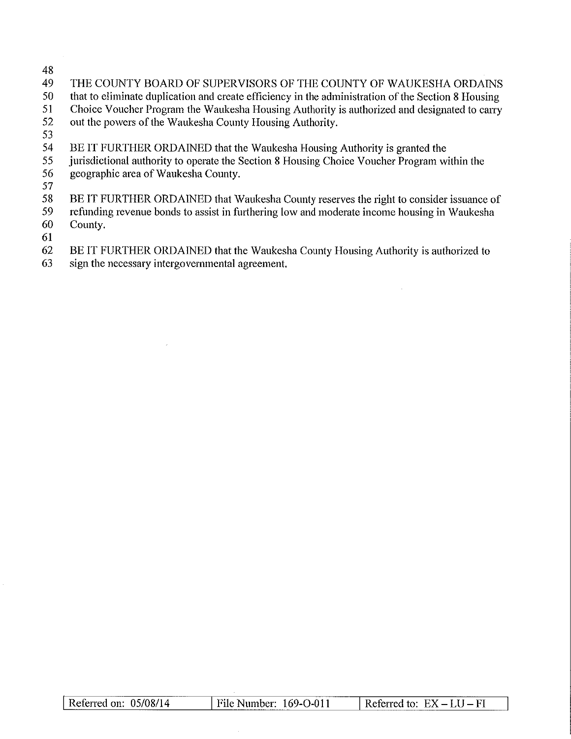THE COUNTY BOARD OF SUPERVISORS OF THE COUNTY OF WAUKESHA ORDAINS that to eliminate duplication and create efficiency in the administration of the Section 8 Housing Choice Voucher Program the Waukesha Housing Authority is authorized and designated to carry out the powers of the Waukesha County Housing Authority.

BE IT FURTHER ORDAINED that the Waukesha Housing Authority is granted the jurisdictional authority to operate the Section 8 Housing Choice Voucher Program within the geographic area of Waukesha County.

BE IT FURTHER ORDAINED that Waukesha County reserves the right to consider issuance of refunding revenue bonds to assist in furthering low and moderate income housing in Waukesha County.

BE IT FURTHER ORDAINED that the Waukesha County Housing Authority is authorized to sign the necessary intergovernmental agreement.

| | | |
|---|---|---|
| Referred on: 05/08/14 | File Number: 169-O-011 | Referred to: EX – LU – FI |